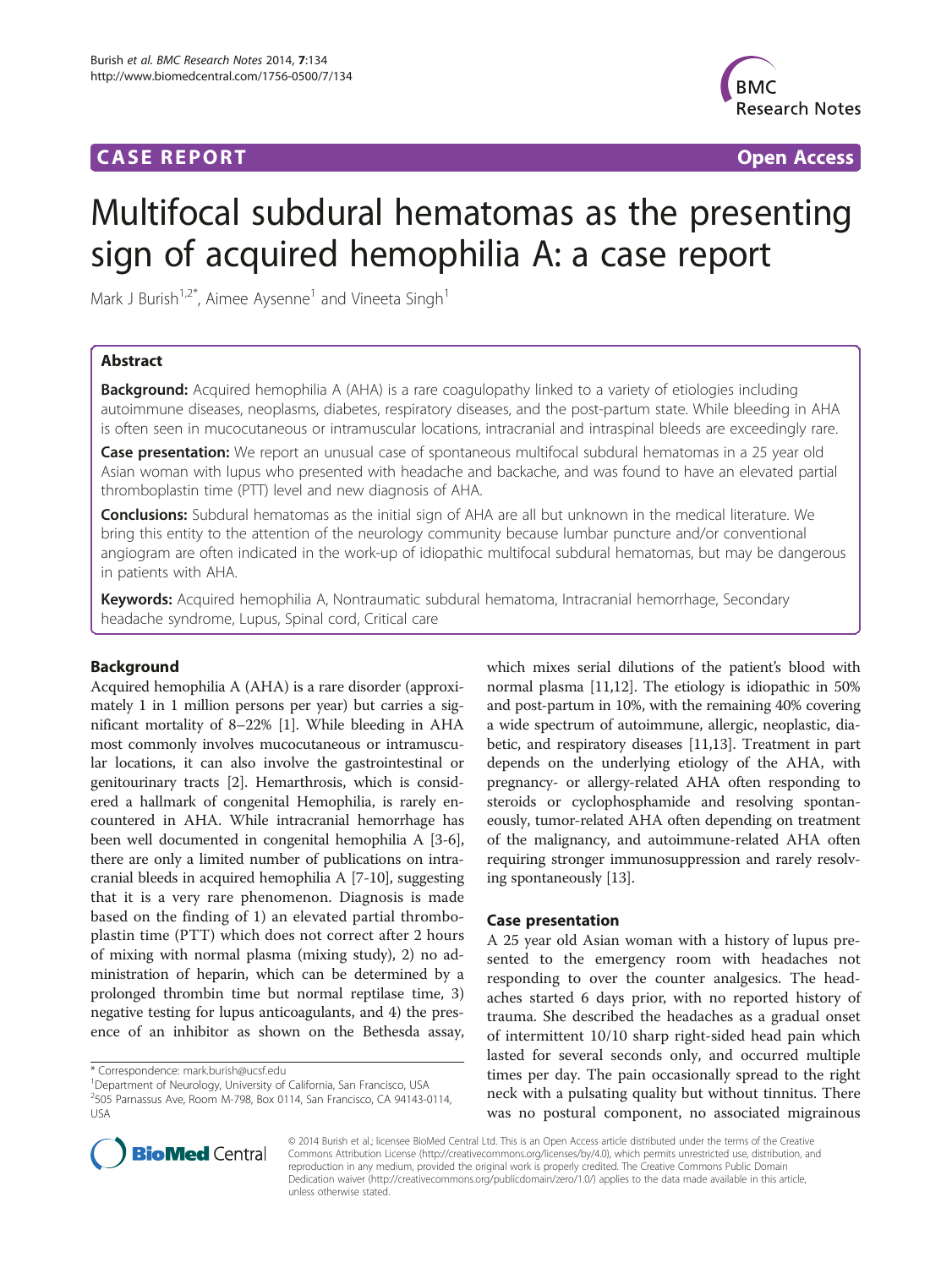CASE REPORT Open Access

# Multifocal subdural hematomas as the presenting sign of acquired hemophilia A: a case report

Mark J Burish[1,2*], Aimee Aysenne[1] and Vineeta Singh[1]

## Abstract

**Background:** Acquired hemophilia A (AHA) is a rare coagulopathy linked to a variety of etiologies including autoimmune diseases, neoplasms, diabetes, respiratory diseases, and the post-partum state. While bleeding in AHA is often seen in mucocutaneous or intramuscular locations, intracranial and intraspinal bleeds are exceedingly rare.

**Case presentation:** We report an unusual case of spontaneous multifocal subdural hematomas in a 25 year old Asian woman with lupus who presented with headache and backache, and was found to have an elevated partial thromboplastin time (PTT) level and new diagnosis of AHA.

**Conclusions:** Subdural hematomas as the initial sign of AHA are all but unknown in the medical literature. We bring this entity to the attention of the neurology community because lumbar puncture and/or conventional angiogram are often indicated in the work-up of idiopathic multifocal subdural hematomas, but may be dangerous in patients with AHA.

**Keywords:** Acquired hemophilia A, Nontraumatic subdural hematoma, Intracranial hemorrhage, Secondary headache syndrome, Lupus, Spinal cord, Critical care

## Background

Acquired hemophilia A (AHA) is a rare disorder (approximately 1 in 1 million persons per year) but carries a significant mortality of 8–22% [1]. While bleeding in AHA most commonly involves mucocutaneous or intramuscular locations, it can also involve the gastrointestinal or genitourinary tracts [2]. Hemarthrosis, which is considered a hallmark of congenital Hemophilia, is rarely encountered in AHA. While intracranial hemorrhage has been well documented in congenital hemophilia A [3-6], there are only a limited number of publications on intracranial bleeds in acquired hemophilia A [7-10], suggesting that it is a very rare phenomenon. Diagnosis is made based on the finding of 1) an elevated partial thromboplastin time (PTT) which does not correct after 2 hours of mixing with normal plasma (mixing study), 2) no administration of heparin, which can be determined by a prolonged thrombin time but normal reptilase time, 3) negative testing for lupus anticoagulants, and 4) the presence of an inhibitor as shown on the Bethesda assay, which mixes serial dilutions of the patient's blood with normal plasma [11,12]. The etiology is idiopathic in 50% and post-partum in 10%, with the remaining 40% covering a wide spectrum of autoimmune, allergic, neoplastic, diabetic, and respiratory diseases [11,13]. Treatment in part depends on the underlying etiology of the AHA, with pregnancy- or allergy-related AHA often responding to steroids or cyclophosphamide and resolving spontaneously, tumor-related AHA often depending on treatment of the malignancy, and autoimmune-related AHA often requiring stronger immunosuppression and rarely resolving spontaneously [13].

## Case presentation

A 25 year old Asian woman with a history of lupus presented to the emergency room with headaches not responding to over the counter analgesics. The headaches started 6 days prior, with no reported history of trauma. She described the headaches as a gradual onset of intermittent 10/10 sharp right-sided head pain which lasted for several seconds only, and occurred multiple times per day. The pain occasionally spread to the right neck with a pulsating quality but without tinnitus. There was no postural component, no associated migrainous

\* Correspondence: mark.burish@ucsf.edu
[1]Department of Neurology, University of California, San Francisco, USA
[2]505 Parnassus Ave, Room M-798, Box 0114, San Francisco, CA 94143-0114, USA

© 2014 Burish et al.; licensee BioMed Central Ltd. This is an Open Access article distributed under the terms of the Creative Commons Attribution License (http://creativecommons.org/licenses/by/4.0), which permits unrestricted use, distribution, and reproduction in any medium, provided the original work is properly credited. The Creative Commons Public Domain Dedication waiver (http://creativecommons.org/publicdomain/zero/1.0/) applies to the data made available in this article, unless otherwise stated.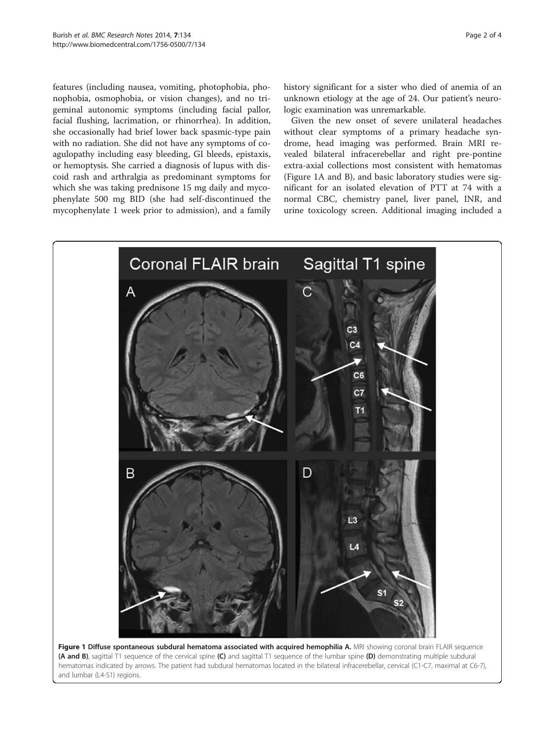features (including nausea, vomiting, photophobia, phonophobia, osmophobia, or vision changes), and no trigeminal autonomic symptoms (including facial pallor, facial flushing, lacrimation, or rhinorrhea). In addition, she occasionally had brief lower back spasmic-type pain with no radiation. She did not have any symptoms of coagulopathy including easy bleeding, GI bleeds, epistaxis, or hemoptysis. She carried a diagnosis of lupus with discoid rash and arthralgia as predominant symptoms for which she was taking prednisone 15 mg daily and mycophenylate 500 mg BID (she had self-discontinued the mycophenylate 1 week prior to admission), and a family history significant for a sister who died of anemia of an unknown etiology at the age of 24. Our patient's neurologic examination was unremarkable.

Given the new onset of severe unilateral headaches without clear symptoms of a primary headache syndrome, head imaging was performed. Brain MRI revealed bilateral infracerebellar and right pre-pontine extra-axial collections most consistent with hematomas (Figure 1A and B), and basic laboratory studies were significant for an isolated elevation of PTT at 74 with a normal CBC, chemistry panel, liver panel, INR, and urine toxicology screen. Additional imaging included a

**Figure 1 Diffuse spontaneous subdural hematoma associated with acquired hemophilia A.** MRI showing coronal brain FLAIR sequence **(A and B)**, sagittal T1 sequence of the cervical spine **(C)** and sagittal T1 sequence of the lumbar spine **(D)** demonstrating multiple subdural hematomas indicated by arrows. The patient had subdural hematomas located in the bilateral infracerebellar, cervical (C1-C7, maximal at C6-7), and lumbar (L4-S1) regions.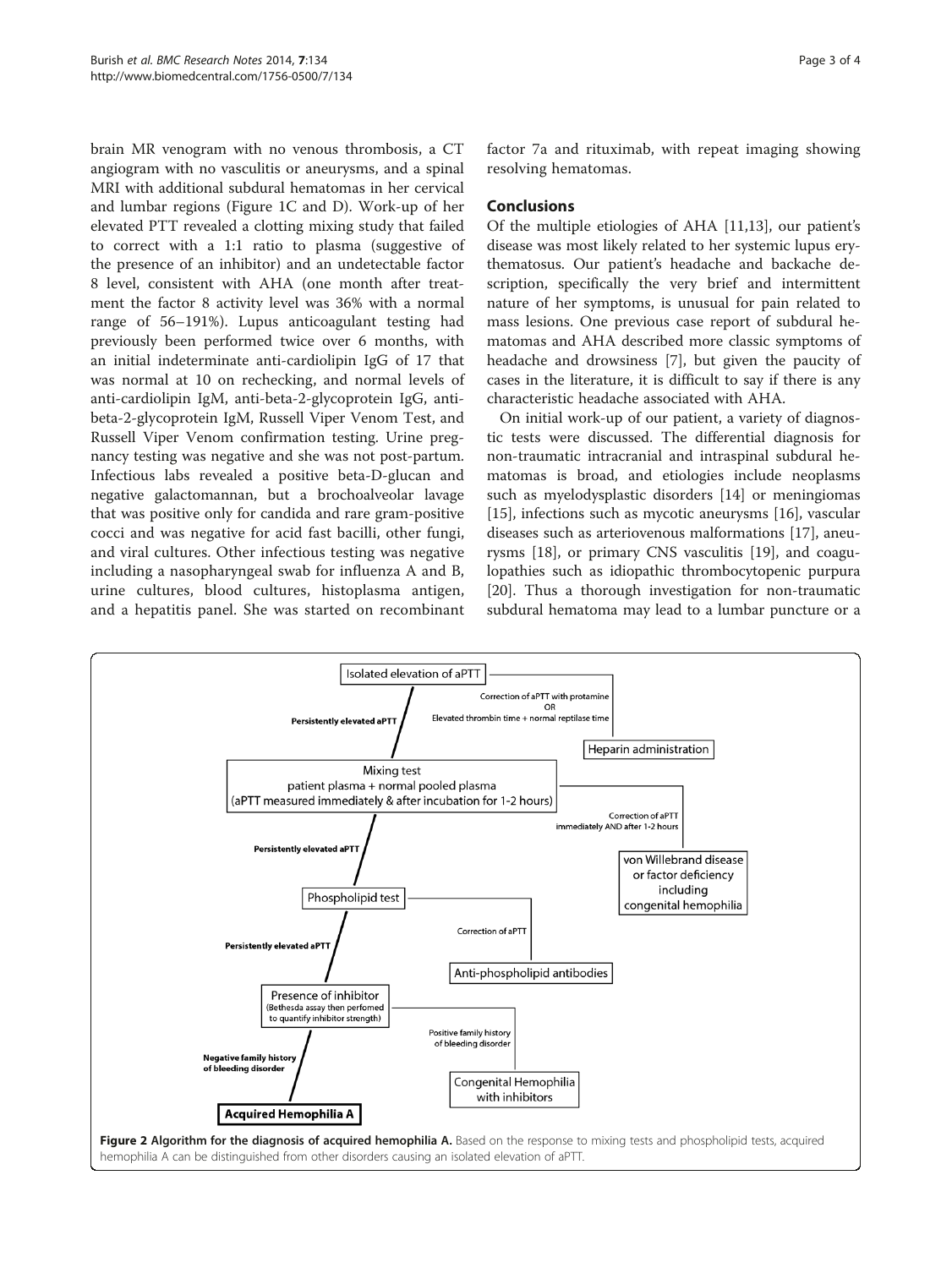brain MR venogram with no venous thrombosis, a CT angiogram with no vasculitis or aneurysms, and a spinal MRI with additional subdural hematomas in her cervical and lumbar regions (Figure 1C and D). Work-up of her elevated PTT revealed a clotting mixing study that failed to correct with a 1:1 ratio to plasma (suggestive of the presence of an inhibitor) and an undetectable factor 8 level, consistent with AHA (one month after treatment the factor 8 activity level was 36% with a normal range of 56–191%). Lupus anticoagulant testing had previously been performed twice over 6 months, with an initial indeterminate anti-cardiolipin IgG of 17 that was normal at 10 on rechecking, and normal levels of anti-cardiolipin IgM, anti-beta-2-glycoprotein IgG, anti-beta-2-glycoprotein IgM, Russell Viper Venom Test, and Russell Viper Venom confirmation testing. Urine pregnancy testing was negative and she was not post-partum. Infectious labs revealed a positive beta-D-glucan and negative galactomannan, but a brochoalveolar lavage that was positive only for candida and rare gram-positive cocci and was negative for acid fast bacilli, other fungi, and viral cultures. Other infectious testing was negative including a nasopharyngeal swab for influenza A and B, urine cultures, blood cultures, histoplasma antigen, and a hepatitis panel. She was started on recombinant factor 7a and rituximab, with repeat imaging showing resolving hematomas.

## Conclusions

Of the multiple etiologies of AHA [11,13], our patient's disease was most likely related to her systemic lupus erythematosus. Our patient's headache and backache description, specifically the very brief and intermittent nature of her symptoms, is unusual for pain related to mass lesions. One previous case report of subdural hematomas and AHA described more classic symptoms of headache and drowsiness [7], but given the paucity of cases in the literature, it is difficult to say if there is any characteristic headache associated with AHA.

On initial work-up of our patient, a variety of diagnostic tests were discussed. The differential diagnosis for non-traumatic intracranial and intraspinal subdural hematomas is broad, and etiologies include neoplasms such as myelodysplastic disorders [14] or meningiomas [15], infections such as mycotic aneurysms [16], vascular diseases such as arteriovenous malformations [17], aneurysms [18], or primary CNS vasculitis [19], and coagulopathies such as idiopathic thrombocytopenic purpura [20]. Thus a thorough investigation for non-traumatic subdural hematoma may lead to a lumbar puncture or a

Isolated elevation of aPTT → (Correction of aPTT with protamine OR Elevated thrombin time + normal reptilase time) → Heparin administration

Persistently elevated aPTT → Mixing test: patient plasma + normal pooled plasma (aPTT measured immediately & after incubation for 1-2 hours) → (Correction of aPTT immediately AND after 1-2 hours) → von Willebrand disease or factor deficiency including congenital hemophilia

Persistently elevated aPTT → Phospholipid test → (Correction of aPTT) → Anti-phospholipid antibodies

Persistently elevated aPTT → Presence of inhibitor (Bethesda assay then perfomed to quantify inhibitor strength) → (Positive family history of bleeding disorder) → Congenital Hemophilia with inhibitors

Negative family history of bleeding disorder → **Acquired Hemophilia A**

**Figure 2 Algorithm for the diagnosis of acquired hemophilia A.** Based on the response to mixing tests and phospholipid tests, acquired hemophilia A can be distinguished from other disorders causing an isolated elevation of aPTT.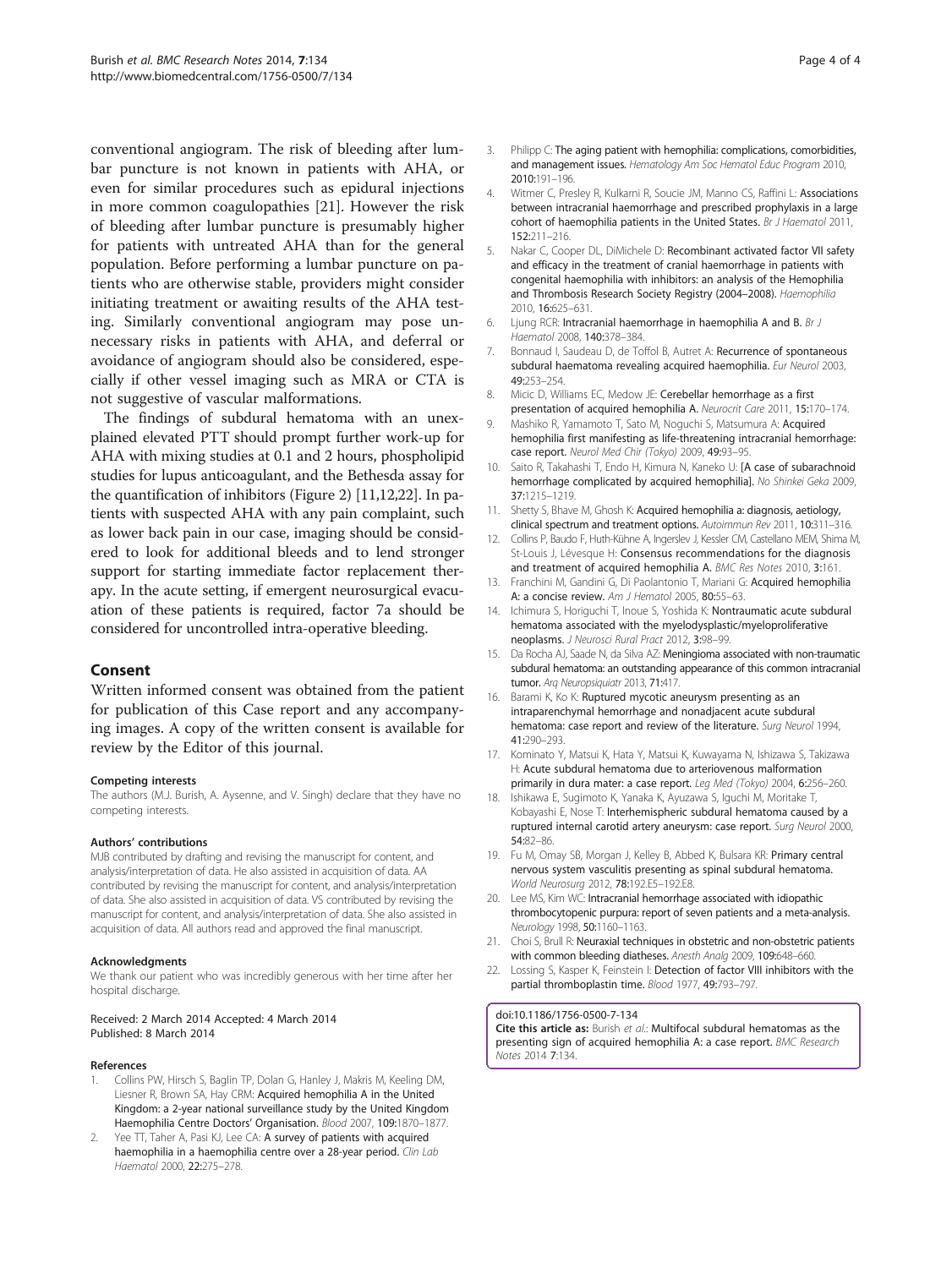conventional angiogram. The risk of bleeding after lumbar puncture is not known in patients with AHA, or even for similar procedures such as epidural injections in more common coagulopathies [21]. However the risk of bleeding after lumbar puncture is presumably higher for patients with untreated AHA than for the general population. Before performing a lumbar puncture on patients who are otherwise stable, providers might consider initiating treatment or awaiting results of the AHA testing. Similarly conventional angiogram may pose unnecessary risks in patients with AHA, and deferral or avoidance of angiogram should also be considered, especially if other vessel imaging such as MRA or CTA is not suggestive of vascular malformations.

The findings of subdural hematoma with an unexplained elevated PTT should prompt further work-up for AHA with mixing studies at 0.1 and 2 hours, phospholipid studies for lupus anticoagulant, and the Bethesda assay for the quantification of inhibitors (Figure 2) [11,12,22]. In patients with suspected AHA with any pain complaint, such as lower back pain in our case, imaging should be considered to look for additional bleeds and to lend stronger support for starting immediate factor replacement therapy. In the acute setting, if emergent neurosurgical evacuation of these patients is required, factor 7a should be considered for uncontrolled intra-operative bleeding.

## Consent

Written informed consent was obtained from the patient for publication of this Case report and any accompanying images. A copy of the written consent is available for review by the Editor of this journal.

#### Competing interests

The authors (M.J. Burish, A. Aysenne, and V. Singh) declare that they have no competing interests.

#### Authors' contributions

MJB contributed by drafting and revising the manuscript for content, and analysis/interpretation of data. He also assisted in acquisition of data. AA contributed by revising the manuscript for content, and analysis/interpretation of data. She also assisted in acquisition of data. VS contributed by revising the manuscript for content, and analysis/interpretation of data. She also assisted in acquisition of data. All authors read and approved the final manuscript.

#### Acknowledgments

We thank our patient who was incredibly generous with her time after her hospital discharge.

Received: 2 March 2014 Accepted: 4 March 2014
Published: 8 March 2014

#### References

1. Collins PW, Hirsch S, Baglin TP, Dolan G, Hanley J, Makris M, Keeling DM, Liesner R, Brown SA, Hay CRM: **Acquired hemophilia A in the United Kingdom: a 2-year national surveillance study by the United Kingdom Haemophilia Centre Doctors' Organisation.** *Blood* 2007, **109:**1870–1877.
2. Yee TT, Taher A, Pasi KJ, Lee CA: **A survey of patients with acquired haemophilia in a haemophilia centre over a 28-year period.** *Clin Lab Haematol* 2000, **22:**275–278.
3. Philipp C: **The aging patient with hemophilia: complications, comorbidities, and management issues.** *Hematology Am Soc Hematol Educ Program* 2010, **2010:**191–196.
4. Witmer C, Presley R, Kulkarni R, Soucie JM, Manno CS, Raffini L: **Associations between intracranial haemorrhage and prescribed prophylaxis in a large cohort of haemophilia patients in the United States.** *Br J Haematol* 2011, **152:**211–216.
5. Nakar C, Cooper DL, DiMichele D: **Recombinant activated factor VII safety and efficacy in the treatment of cranial haemorrhage in patients with congenital haemophilia with inhibitors: an analysis of the Hemophilia and Thrombosis Research Society Registry (2004–2008).** *Haemophilia* 2010, **16:**625–631.
6. Ljung RCR: **Intracranial haemorrhage in haemophilia A and B.** *Br J Haematol* 2008, **140:**378–384.
7. Bonnaud I, Saudeau D, de Toffol B, Autret A: **Recurrence of spontaneous subdural haematoma revealing acquired haemophilia.** *Eur Neurol* 2003, **49:**253–254.
8. Micic D, Williams EC, Medow JE: **Cerebellar hemorrhage as a first presentation of acquired hemophilia A.** *Neurocrit Care* 2011, **15:**170–174.
9. Mashiko R, Yamamoto T, Sato M, Noguchi S, Matsumura A: **Acquired hemophilia first manifesting as life-threatening intracranial hemorrhage: case report.** *Neurol Med Chir (Tokyo)* 2009, **49:**93–95.
10. Saito R, Takahashi T, Endo H, Kimura N, Kaneko U: **[A case of subarachnoid hemorrhage complicated by acquired hemophilia].** *No Shinkei Geka* 2009, **37:**1215–1219.
11. Shetty S, Bhave M, Ghosh K: **Acquired hemophilia a: diagnosis, aetiology, clinical spectrum and treatment options.** *Autoimmun Rev* 2011, **10:**311–316.
12. Collins P, Baudo F, Huth-Kühne A, Ingerslev J, Kessler CM, Castellano MEM, Shima M, St-Louis J, Lévesque H: **Consensus recommendations for the diagnosis and treatment of acquired hemophilia A.** *BMC Res Notes* 2010, **3:**161.
13. Franchini M, Gandini G, Di Paolantonio T, Mariani G: **Acquired hemophilia A: a concise review.** *Am J Hematol* 2005, **80:**55–63.
14. Ichimura S, Horiguchi T, Inoue S, Yoshida K: **Nontraumatic acute subdural hematoma associated with the myelodysplastic/myeloproliferative neoplasms.** *J Neurosci Rural Pract* 2012, **3:**98–99.
15. Da Rocha AJ, Saade N, da Silva AZ: **Meningioma associated with non-traumatic subdural hematoma: an outstanding appearance of this common intracranial tumor.** *Arq Neuropsiquiatr* 2013, **71:**417.
16. Barami K, Ko K: **Ruptured mycotic aneurysm presenting as an intraparenchymal hemorrhage and nonadjacent acute subdural hematoma: case report and review of the literature.** *Surg Neurol* 1994, **41:**290–293.
17. Kominato Y, Matsui K, Hata Y, Matsui K, Kuwayama N, Ishizawa S, Takizawa H: **Acute subdural hematoma due to arteriovenous malformation primarily in dura mater: a case report.** *Leg Med (Tokyo)* 2004, **6:**256–260.
18. Ishikawa E, Sugimoto K, Yanaka K, Ayuzawa S, Iguchi M, Moritake T, Kobayashi E, Nose T: **Interhemispheric subdural hematoma caused by a ruptured internal carotid artery aneurysm: case report.** *Surg Neurol* 2000, **54:**82–86.
19. Fu M, Omay SB, Morgan J, Kelley B, Abbed K, Bulsara KR: **Primary central nervous system vasculitis presenting as spinal subdural hematoma.** *World Neurosurg* 2012, **78:**192.E5–192.E8.
20. Lee MS, Kim WC: **Intracranial hemorrhage associated with idiopathic thrombocytopenic purpura: report of seven patients and a meta-analysis.** *Neurology* 1998, **50:**1160–1163.
21. Choi S, Brull R: **Neuraxial techniques in obstetric and non-obstetric patients with common bleeding diatheses.** *Anesth Analg* 2009, **109:**648–660.
22. Lossing S, Kasper K, Feinstein I: **Detection of factor VIII inhibitors with the partial thromboplastin time.** *Blood* 1977, **49:**793–797.

doi:10.1186/1756-0500-7-134

**Cite this article as:** Burish *et al.*: Multifocal subdural hematomas as the presenting sign of acquired hemophilia A: a case report. *BMC Research Notes* 2014 **7**:134.